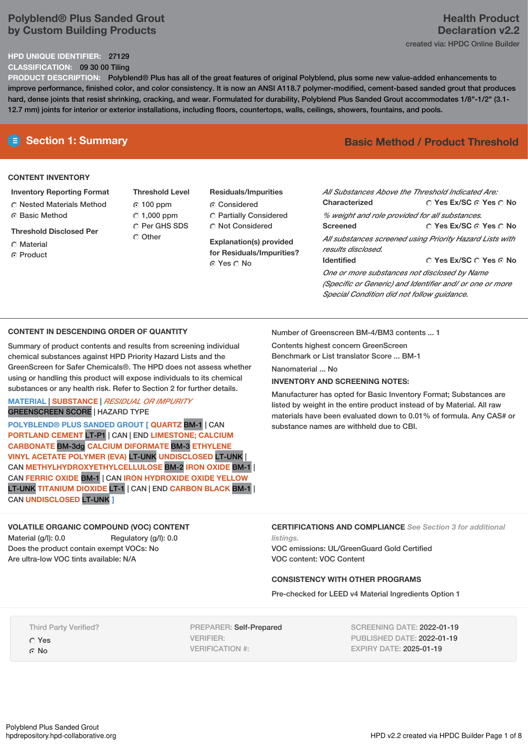# Polyblend® Plus Sanded Grout by Custom Building Products

**Health Product Declaration v2.2**

created via: HPDC Online Builder

**HPD UNIQUE IDENTIFIER:** 27129

**CLASSIFICATION:** 09 30 00 Tiling

**PRODUCT DESCRIPTION:** Polyblend® Plus has all of the great features of original Polyblend, plus some new value-added enhancements to improve performance, finished color, and color consistency. It is now an ANSI A118.7 polymer-modified, cement-based sanded grout that produces hard, dense joints that resist shrinking, cracking, and wear. Formulated for durability, Polyblend Plus Sanded Grout accommodates 1/8"-1/2" (3.1-12.7 mm) joints for interior or exterior installations, including floors, countertops, walls, ceilings, showers, fountains, and pools.

## Section 1: Summary

**Basic Method / Product Threshold**

### CONTENT INVENTORY

**Inventory Reporting Format**
- ○ Nested Materials Method
- ⦿ Basic Method

**Threshold Disclosed Per**
- ○ Material
- ⦿ Product

**Threshold Level**
- ⦿ 100 ppm
- ○ 1,000 ppm
- ○ Per GHS SDS
- ○ Other

**Residuals/Impurities**
- ⦿ Considered
- ○ Partially Considered
- ○ Not Considered

**Explanation(s) provided for Residuals/Impurities?**
⦿ Yes ○ No

*All Substances Above the Threshold Indicated Are:*

**Characterized** ○ Yes Ex/SC ⦿ Yes ○ No
*% weight and role provided for all substances.*

**Screened** ○ Yes Ex/SC ⦿ Yes ○ No
*All substances screened using Priority Hazard Lists with results disclosed.*

**Identified** ○ Yes Ex/SC ○ Yes ⦿ No
*One or more substances not disclosed by Name (Specific or Generic) and Identifier and/ or one or more Special Condition did not follow guidance.*

### CONTENT IN DESCENDING ORDER OF QUANTITY

Summary of product contents and results from screening individual chemical substances against HPD Priority Hazard Lists and the GreenScreen for Safer Chemicals®. The HPD does not assess whether using or handling this product will expose individuals to its chemical substances or any health risk. Refer to Section 2 for further details.

MATERIAL | SUBSTANCE | *RESIDUAL OR IMPURITY*
GREENSCREEN SCORE | HAZARD TYPE

POLYBLEND® PLUS SANDED GROUT [ QUARTZ BM-1 | CAN PORTLAND CEMENT LT-P1 | CAN | END LIMESTONE; CALCIUM CARBONATE BM-3dg CALCIUM DIFORMATE BM-3 ETHYLENE VINYL ACETATE POLYMER (EVA) LT-UNK UNDISCLOSED LT-UNK | CAN METHYLHYDROXYETHYLCELLULOSE BM-2 IRON OXIDE BM-1 | CAN FERRIC OXIDE BM-1 | CAN IRON HYDROXIDE OXIDE YELLOW LT-UNK TITANIUM DIOXIDE LT-1 | CAN | END CARBON BLACK BM-1 | CAN UNDISCLOSED LT-UNK ]

Number of Greenscreen BM-4/BM3 contents ... 1

Contents highest concern GreenScreen Benchmark or List translator Score ... BM-1

Nanomaterial ... No

**INVENTORY AND SCREENING NOTES:**

Manufacturer has opted for Basic Inventory Format; Substances are listed by weight in the entire product instead of by Material. All raw materials have been evaluated down to 0.01% of formula. Any CAS# or substance names are withheld due to CBI.

### VOLATILE ORGANIC COMPOUND (VOC) CONTENT

Material (g/l): 0.0 Regulatory (g/l): 0.0

Does the product contain exempt VOCs: No

Are ultra-low VOC tints available: N/A

### CERTIFICATIONS AND COMPLIANCE *See Section 3 for additional listings.*

VOC emissions: UL/GreenGuard Gold Certified

VOC content: VOC Content

### CONSISTENCY WITH OTHER PROGRAMS

Pre-checked for LEED v4 Material Ingredients Option 1

Third Party Verified?
- ○ Yes
- ⦿ No

PREPARER: Self-Prepared
VERIFIER:
VERIFICATION #:

SCREENING DATE: 2022-01-19
PUBLISHED DATE: 2022-01-19
EXPIRY DATE: 2025-01-19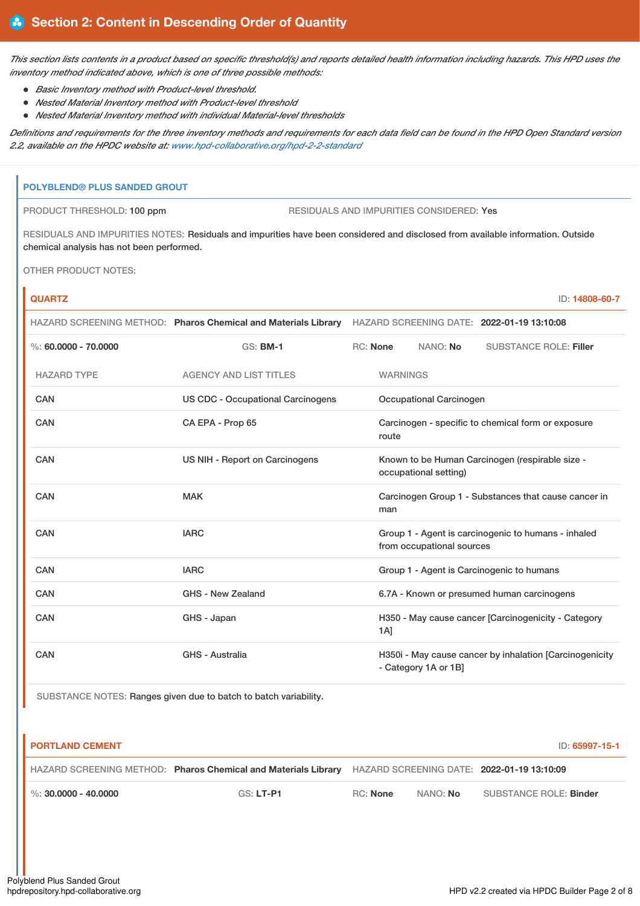## Section 2: Content in Descending Order of Quantity

*This section lists contents in a product based on specific threshold(s) and reports detailed health information including hazards. This HPD uses the inventory method indicated above, which is one of three possible methods:*

- *Basic Inventory method with Product-level threshold.*
- *Nested Material Inventory method with Product-level threshold*
- *Nested Material Inventory method with individual Material-level thresholds*

*Definitions and requirements for the three inventory methods and requirements for each data field can be found in the HPD Open Standard version 2.2, available on the HPDC website at: www.hpd-collaborative.org/hpd-2-2-standard*

### POLYBLEND® PLUS SANDED GROUT

PRODUCT THRESHOLD: 100 ppm

RESIDUALS AND IMPURITIES CONSIDERED: Yes

RESIDUALS AND IMPURITIES NOTES: Residuals and impurities have been considered and disclosed from available information. Outside chemical analysis has not been performed.

OTHER PRODUCT NOTES:

#### QUARTZ

ID: 14808-60-7

HAZARD SCREENING METHOD: **Pharos Chemical and Materials Library** HAZARD SCREENING DATE: **2022-01-19 13:10:08**

%: **60.0000 - 70.0000** GS: **BM-1** RC: **None** NANO: **No** SUBSTANCE ROLE: **Filler**

| HAZARD TYPE | AGENCY AND LIST TITLES | WARNINGS |
|---|---|---|
| CAN | US CDC - Occupational Carcinogens | Occupational Carcinogen |
| CAN | CA EPA - Prop 65 | Carcinogen - specific to chemical form or exposure route |
| CAN | US NIH - Report on Carcinogens | Known to be Human Carcinogen (respirable size - occupational setting) |
| CAN | MAK | Carcinogen Group 1 - Substances that cause cancer in man |
| CAN | IARC | Group 1 - Agent is carcinogenic to humans - inhaled from occupational sources |
| CAN | IARC | Group 1 - Agent is Carcinogenic to humans |
| CAN | GHS - New Zealand | 6.7A - Known or presumed human carcinogens |
| CAN | GHS - Japan | H350 - May cause cancer [Carcinogenicity - Category 1A] |
| CAN | GHS - Australia | H350i - May cause cancer by inhalation [Carcinogenicity - Category 1A or 1B] |

SUBSTANCE NOTES: Ranges given due to batch to batch variability.

#### PORTLAND CEMENT

ID: 65997-15-1

HAZARD SCREENING METHOD: **Pharos Chemical and Materials Library** HAZARD SCREENING DATE: **2022-01-19 13:10:09**

%: **30.0000 - 40.0000** GS: **LT-P1** RC: **None** NANO: **No** SUBSTANCE ROLE: **Binder**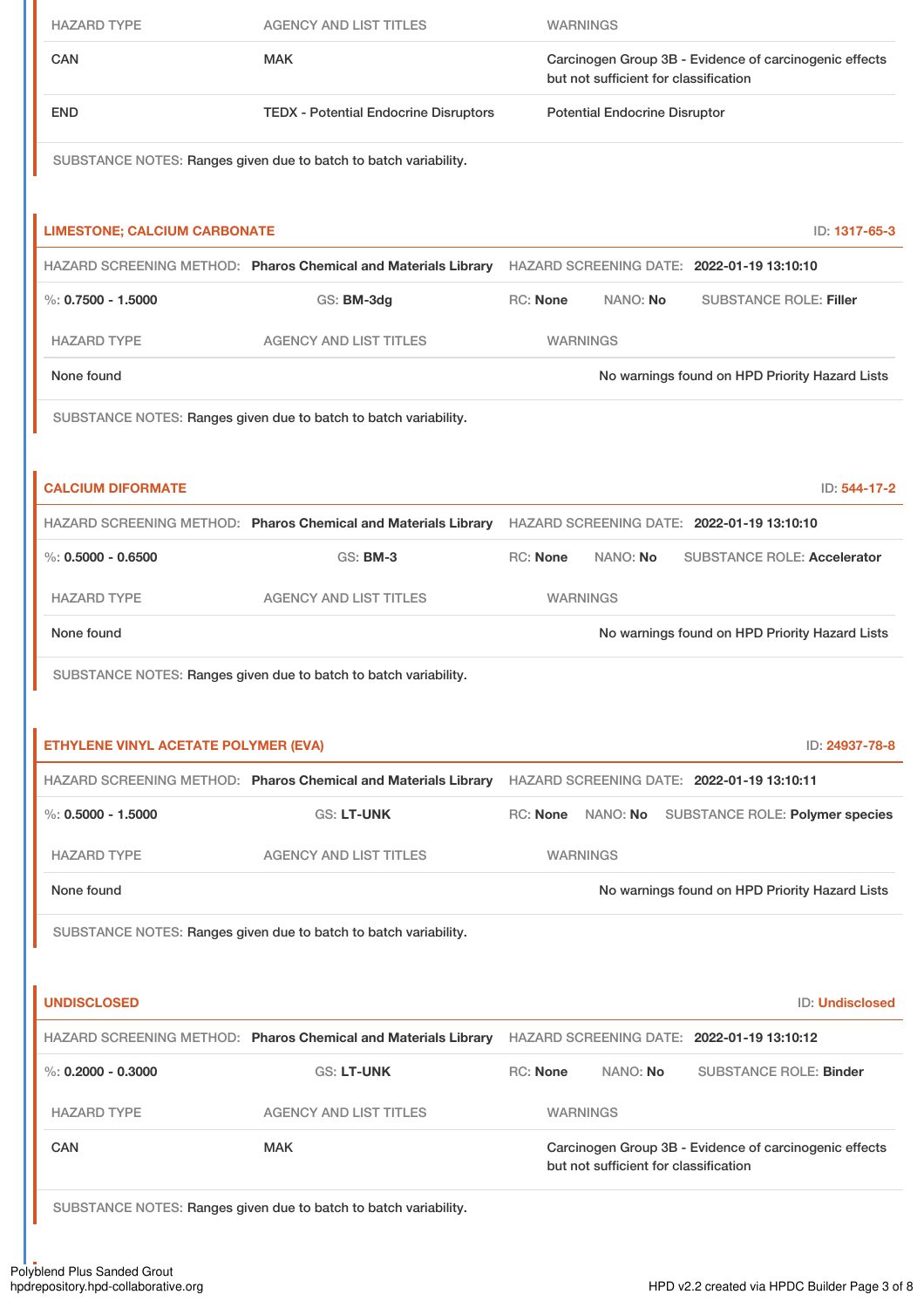| HAZARD TYPE | AGENCY AND LIST TITLES | WARNINGS |
|---|---|---|
| CAN | MAK | Carcinogen Group 3B - Evidence of carcinogenic effects but not sufficient for classification |
| END | TEDX - Potential Endocrine Disruptors | Potential Endocrine Disruptor |

SUBSTANCE NOTES: Ranges given due to batch to batch variability.

### LIMESTONE; CALCIUM CARBONATE

ID: **1317-65-3**

HAZARD SCREENING METHOD: **Pharos Chemical and Materials Library** HAZARD SCREENING DATE: **2022-01-19 13:10:10**

%: **0.7500 - 1.5000** GS: **BM-3dg** RC: **None** NANO: **No** SUBSTANCE ROLE: **Filler**

| HAZARD TYPE | AGENCY AND LIST TITLES | WARNINGS |
|---|---|---|
| None found | | No warnings found on HPD Priority Hazard Lists |

SUBSTANCE NOTES: Ranges given due to batch to batch variability.

### CALCIUM DIFORMATE

ID: **544-17-2**

HAZARD SCREENING METHOD: **Pharos Chemical and Materials Library** HAZARD SCREENING DATE: **2022-01-19 13:10:10**

%: **0.5000 - 0.6500** GS: **BM-3** RC: **None** NANO: **No** SUBSTANCE ROLE: **Accelerator**

| HAZARD TYPE | AGENCY AND LIST TITLES | WARNINGS |
|---|---|---|
| None found | | No warnings found on HPD Priority Hazard Lists |

SUBSTANCE NOTES: Ranges given due to batch to batch variability.

### ETHYLENE VINYL ACETATE POLYMER (EVA)

ID: **24937-78-8**

HAZARD SCREENING METHOD: **Pharos Chemical and Materials Library** HAZARD SCREENING DATE: **2022-01-19 13:10:11**

%: **0.5000 - 1.5000** GS: **LT-UNK** RC: **None** NANO: **No** SUBSTANCE ROLE: **Polymer species**

| HAZARD TYPE | AGENCY AND LIST TITLES | WARNINGS |
|---|---|---|
| None found | | No warnings found on HPD Priority Hazard Lists |

SUBSTANCE NOTES: Ranges given due to batch to batch variability.

### UNDISCLOSED

ID: **Undisclosed**

HAZARD SCREENING METHOD: **Pharos Chemical and Materials Library** HAZARD SCREENING DATE: **2022-01-19 13:10:12**

%: **0.2000 - 0.3000** GS: **LT-UNK** RC: **None** NANO: **No** SUBSTANCE ROLE: **Binder**

| HAZARD TYPE | AGENCY AND LIST TITLES | WARNINGS |
|---|---|---|
| CAN | MAK | Carcinogen Group 3B - Evidence of carcinogenic effects but not sufficient for classification |

SUBSTANCE NOTES: Ranges given due to batch to batch variability.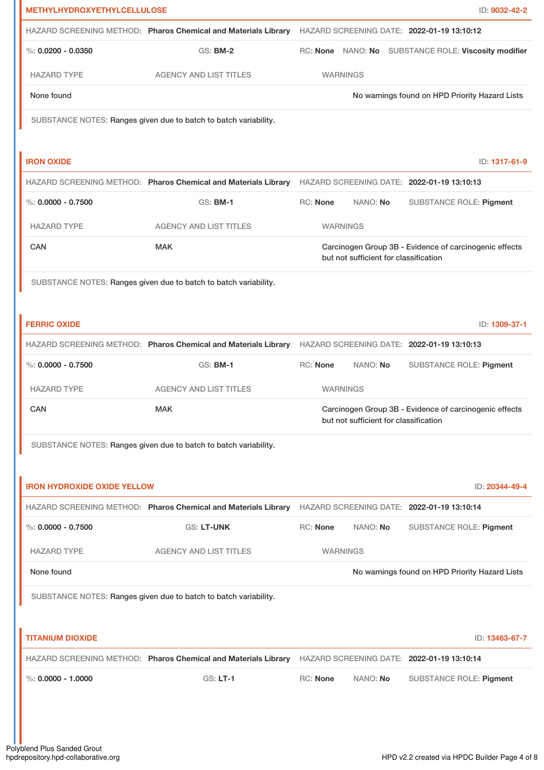**METHYLHYDROXYETHYLCELLULOSE** ID: **9032-42-2**

HAZARD SCREENING METHOD: **Pharos Chemical and Materials Library** HAZARD SCREENING DATE: **2022-01-19 13:10:12**

%: **0.0200 - 0.0350** GS: **BM-2** RC: **None** NANO: **No** SUBSTANCE ROLE: **Viscosity modifier**

| HAZARD TYPE | AGENCY AND LIST TITLES | WARNINGS |
|---|---|---|
| None found | | No warnings found on HPD Priority Hazard Lists |

SUBSTANCE NOTES: Ranges given due to batch to batch variability.

**IRON OXIDE** ID: **1317-61-9**

HAZARD SCREENING METHOD: **Pharos Chemical and Materials Library** HAZARD SCREENING DATE: **2022-01-19 13:10:13**

%: **0.0000 - 0.7500** GS: **BM-1** RC: **None** NANO: **No** SUBSTANCE ROLE: **Pigment**

| HAZARD TYPE | AGENCY AND LIST TITLES | WARNINGS |
|---|---|---|
| CAN | MAK | Carcinogen Group 3B - Evidence of carcinogenic effects but not sufficient for classification |

SUBSTANCE NOTES: Ranges given due to batch to batch variability.

**FERRIC OXIDE** ID: **1309-37-1**

HAZARD SCREENING METHOD: **Pharos Chemical and Materials Library** HAZARD SCREENING DATE: **2022-01-19 13:10:13**

%: **0.0000 - 0.7500** GS: **BM-1** RC: **None** NANO: **No** SUBSTANCE ROLE: **Pigment**

| HAZARD TYPE | AGENCY AND LIST TITLES | WARNINGS |
|---|---|---|
| CAN | MAK | Carcinogen Group 3B - Evidence of carcinogenic effects but not sufficient for classification |

SUBSTANCE NOTES: Ranges given due to batch to batch variability.

**IRON HYDROXIDE OXIDE YELLOW** ID: **20344-49-4**

HAZARD SCREENING METHOD: **Pharos Chemical and Materials Library** HAZARD SCREENING DATE: **2022-01-19 13:10:14**

%: **0.0000 - 0.7500** GS: **LT-UNK** RC: **None** NANO: **No** SUBSTANCE ROLE: **Pigment**

| HAZARD TYPE | AGENCY AND LIST TITLES | WARNINGS |
|---|---|---|
| None found | | No warnings found on HPD Priority Hazard Lists |

SUBSTANCE NOTES: Ranges given due to batch to batch variability.

**TITANIUM DIOXIDE** ID: **13463-67-7**

HAZARD SCREENING METHOD: **Pharos Chemical and Materials Library** HAZARD SCREENING DATE: **2022-01-19 13:10:14**

%: **0.0000 - 1.0000** GS: **LT-1** RC: **None** NANO: **No** SUBSTANCE ROLE: **Pigment**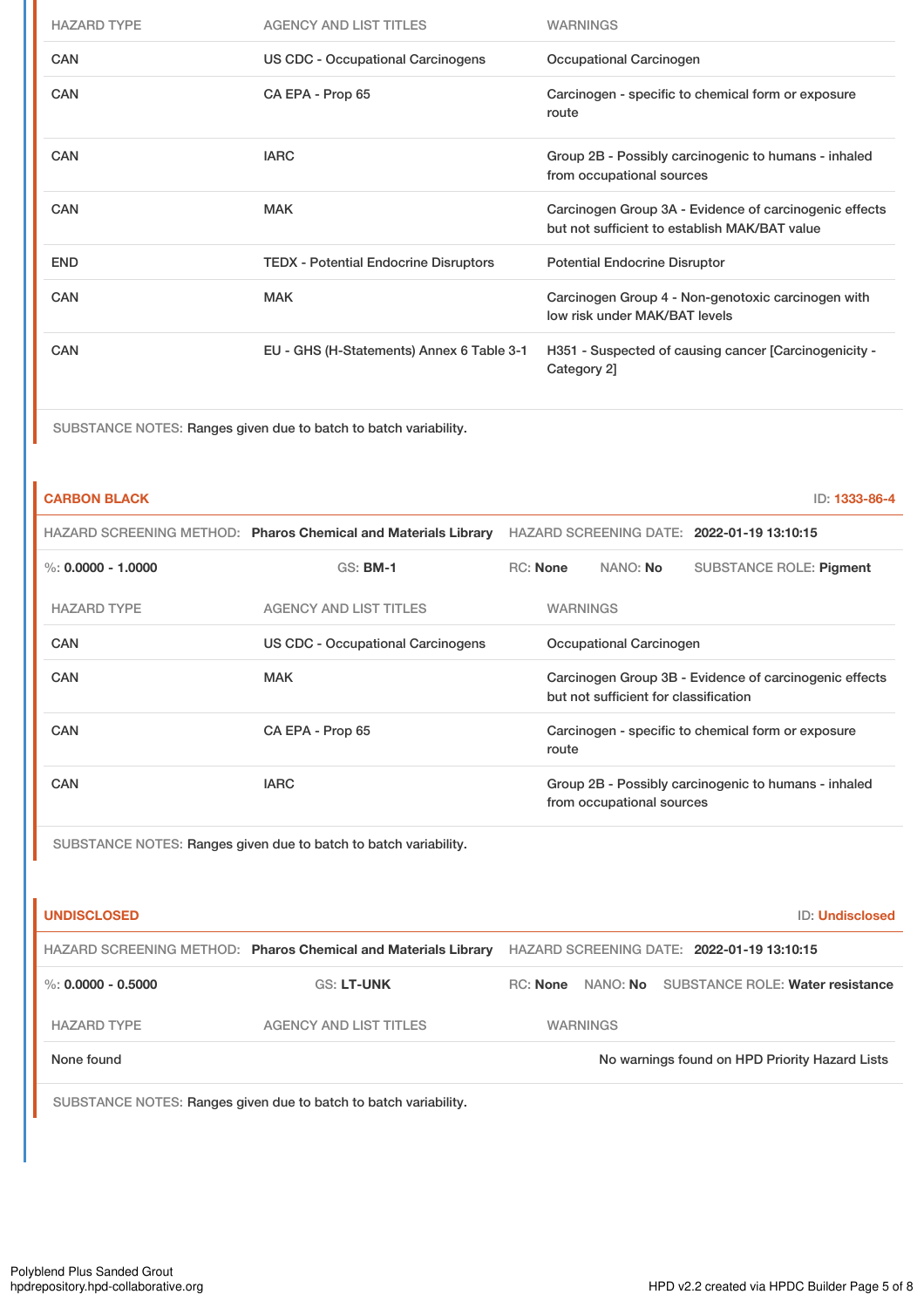| HAZARD TYPE | AGENCY AND LIST TITLES | WARNINGS |
|---|---|---|
| CAN | US CDC - Occupational Carcinogens | Occupational Carcinogen |
| CAN | CA EPA - Prop 65 | Carcinogen - specific to chemical form or exposure route |
| CAN | IARC | Group 2B - Possibly carcinogenic to humans - inhaled from occupational sources |
| CAN | MAK | Carcinogen Group 3A - Evidence of carcinogenic effects but not sufficient to establish MAK/BAT value |
| END | TEDX - Potential Endocrine Disruptors | Potential Endocrine Disruptor |
| CAN | MAK | Carcinogen Group 4 - Non-genotoxic carcinogen with low risk under MAK/BAT levels |
| CAN | EU - GHS (H-Statements) Annex 6 Table 3-1 | H351 - Suspected of causing cancer [Carcinogenicity - Category 2] |

SUBSTANCE NOTES: Ranges given due to batch to batch variability.

## CARBON BLACK

ID: 1333-86-4

HAZARD SCREENING METHOD: **Pharos Chemical and Materials Library** HAZARD SCREENING DATE: **2022-01-19 13:10:15**

%: **0.0000 - 1.0000** GS: **BM-1** RC: **None** NANO: **No** SUBSTANCE ROLE: **Pigment**

| HAZARD TYPE | AGENCY AND LIST TITLES | WARNINGS |
|---|---|---|
| CAN | US CDC - Occupational Carcinogens | Occupational Carcinogen |
| CAN | MAK | Carcinogen Group 3B - Evidence of carcinogenic effects but not sufficient for classification |
| CAN | CA EPA - Prop 65 | Carcinogen - specific to chemical form or exposure route |
| CAN | IARC | Group 2B - Possibly carcinogenic to humans - inhaled from occupational sources |

SUBSTANCE NOTES: Ranges given due to batch to batch variability.

## UNDISCLOSED

ID: Undisclosed

HAZARD SCREENING METHOD: **Pharos Chemical and Materials Library** HAZARD SCREENING DATE: **2022-01-19 13:10:15**

%: **0.0000 - 0.5000** GS: **LT-UNK** RC: **None** NANO: **No** SUBSTANCE ROLE: **Water resistance**

| HAZARD TYPE | AGENCY AND LIST TITLES | WARNINGS |
|---|---|---|
| None found | | No warnings found on HPD Priority Hazard Lists |

SUBSTANCE NOTES: Ranges given due to batch to batch variability.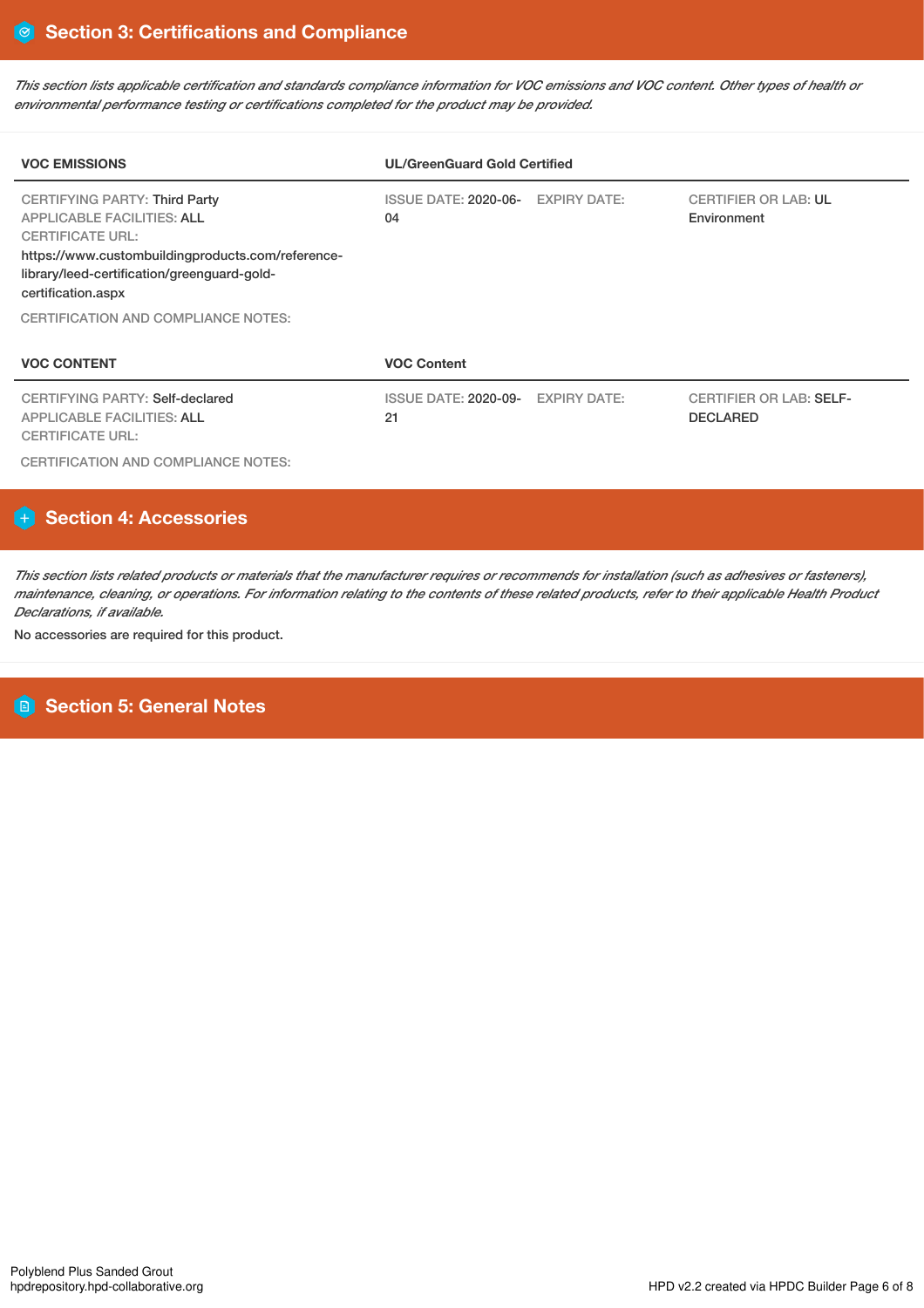## Section 3: Certifications and Compliance

*This section lists applicable certification and standards compliance information for VOC emissions and VOC content. Other types of health or environmental performance testing or certifications completed for the product may be provided.*

| VOC EMISSIONS | UL/GreenGuard Gold Certified | | |
|---|---|---|---|
| CERTIFYING PARTY: Third Party<br>APPLICABLE FACILITIES: ALL<br>CERTIFICATE URL:<br>https://www.custombuildingproducts.com/reference-library/leed-certification/greenguard-gold-certification.aspx | ISSUE DATE: 2020-06-04 | EXPIRY DATE: | CERTIFIER OR LAB: UL Environment |

CERTIFICATION AND COMPLIANCE NOTES:

| VOC CONTENT | VOC Content | | |
|---|---|---|---|
| CERTIFYING PARTY: Self-declared<br>APPLICABLE FACILITIES: ALL<br>CERTIFICATE URL: | ISSUE DATE: 2020-09-21 | EXPIRY DATE: | CERTIFIER OR LAB: SELF-DECLARED |

CERTIFICATION AND COMPLIANCE NOTES:

## Section 4: Accessories

*This section lists related products or materials that the manufacturer requires or recommends for installation (such as adhesives or fasteners), maintenance, cleaning, or operations. For information relating to the contents of these related products, refer to their applicable Health Product Declarations, if available.*

No accessories are required for this product.

## Section 5: General Notes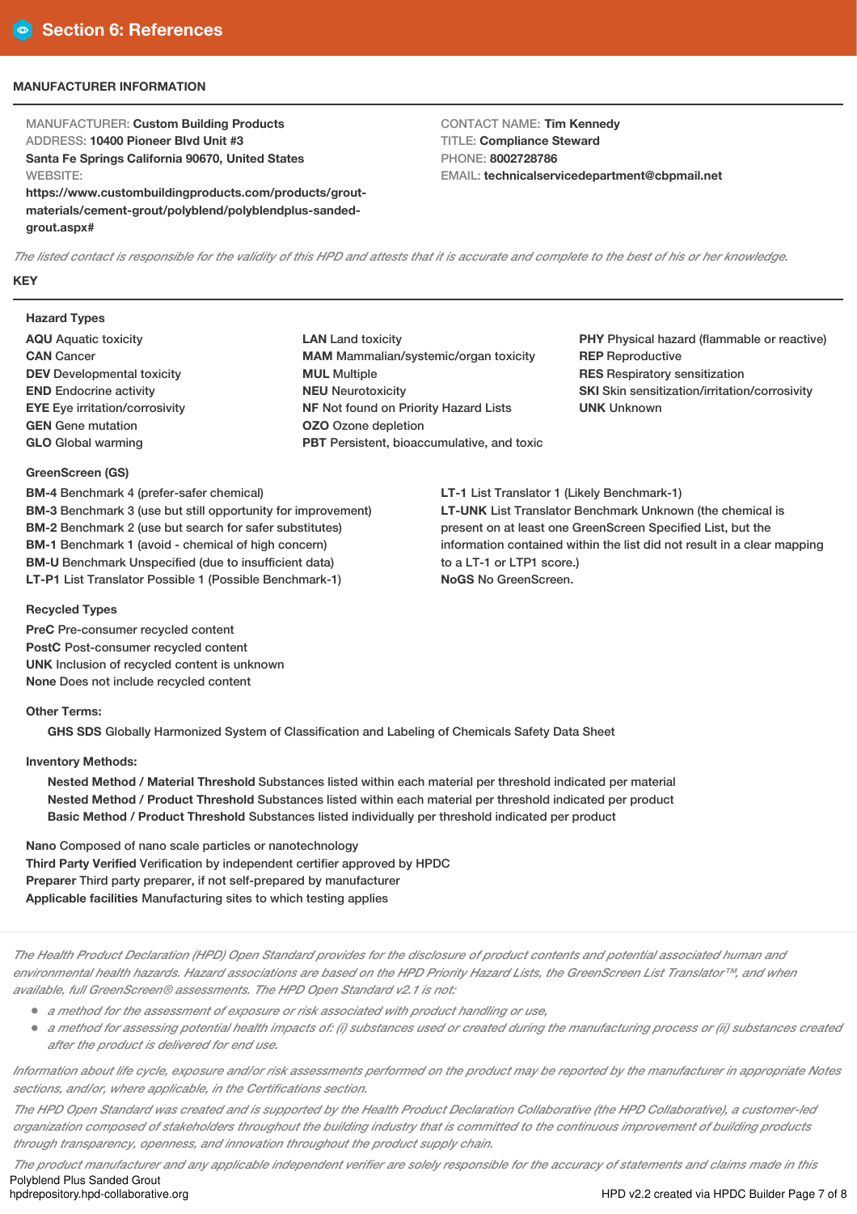# Section 6: References

## MANUFACTURER INFORMATION

MANUFACTURER: **Custom Building Products**
ADDRESS: **10400 Pioneer Blvd Unit #3**
**Santa Fe Springs California 90670, United States**
WEBSITE:
**https://www.custombuildingproducts.com/products/grout-materials/cement-grout/polyblend/polyblendplus-sanded-grout.aspx#**

CONTACT NAME: **Tim Kennedy**
TITLE: **Compliance Steward**
PHONE: **8002728786**
EMAIL: **technicalservicedepartment@cbpmail.net**

*The listed contact is responsible for the validity of this HPD and attests that it is accurate and complete to the best of his or her knowledge.*

## KEY

### Hazard Types

**AQU** Aquatic toxicity
**CAN** Cancer
**DEV** Developmental toxicity
**END** Endocrine activity
**EYE** Eye irritation/corrosivity
**GEN** Gene mutation
**GLO** Global warming
**LAN** Land toxicity
**MAM** Mammalian/systemic/organ toxicity
**MUL** Multiple
**NEU** Neurotoxicity
**NF** Not found on Priority Hazard Lists
**OZO** Ozone depletion
**PBT** Persistent, bioaccumulative, and toxic
**PHY** Physical hazard (flammable or reactive)
**REP** Reproductive
**RES** Respiratory sensitization
**SKI** Skin sensitization/irritation/corrosivity
**UNK** Unknown

### GreenScreen (GS)

**BM-4** Benchmark 4 (prefer-safer chemical)
**BM-3** Benchmark 3 (use but still opportunity for improvement)
**BM-2** Benchmark 2 (use but search for safer substitutes)
**BM-1** Benchmark 1 (avoid - chemical of high concern)
**BM-U** Benchmark Unspecified (due to insufficient data)
**LT-P1** List Translator Possible 1 (Possible Benchmark-1)
**LT-1** List Translator 1 (Likely Benchmark-1)
**LT-UNK** List Translator Benchmark Unknown (the chemical is present on at least one GreenScreen Specified List, but the information contained within the list did not result in a clear mapping to a LT-1 or LTP1 score.)
**NoGS** No GreenScreen.

### Recycled Types

**PreC** Pre-consumer recycled content
**PostC** Post-consumer recycled content
**UNK** Inclusion of recycled content is unknown
**None** Does not include recycled content

### Other Terms:

**GHS SDS** Globally Harmonized System of Classification and Labeling of Chemicals Safety Data Sheet

### Inventory Methods:

**Nested Method / Material Threshold** Substances listed within each material per threshold indicated per material
**Nested Method / Product Threshold** Substances listed within each material per threshold indicated per product
**Basic Method / Product Threshold** Substances listed individually per threshold indicated per product

**Nano** Composed of nano scale particles or nanotechnology
**Third Party Verified** Verification by independent certifier approved by HPDC
**Preparer** Third party preparer, if not self-prepared by manufacturer
**Applicable facilities** Manufacturing sites to which testing applies

*The Health Product Declaration (HPD) Open Standard provides for the disclosure of product contents and potential associated human and environmental health hazards. Hazard associations are based on the HPD Priority Hazard Lists, the GreenScreen List Translator™, and when available, full GreenScreen® assessments. The HPD Open Standard v2.1 is not:*

- *a method for the assessment of exposure or risk associated with product handling or use,*
- *a method for assessing potential health impacts of: (i) substances used or created during the manufacturing process or (ii) substances created after the product is delivered for end use.*

*Information about life cycle, exposure and/or risk assessments performed on the product may be reported by the manufacturer in appropriate Notes sections, and/or, where applicable, in the Certifications section.*

*The HPD Open Standard was created and is supported by the Health Product Declaration Collaborative (the HPD Collaborative), a customer-led organization composed of stakeholders throughout the building industry that is committed to the continuous improvement of building products through transparency, openness, and innovation throughout the product supply chain.*

*The product manufacturer and any applicable independent verifier are solely responsible for the accuracy of statements and claims made in this*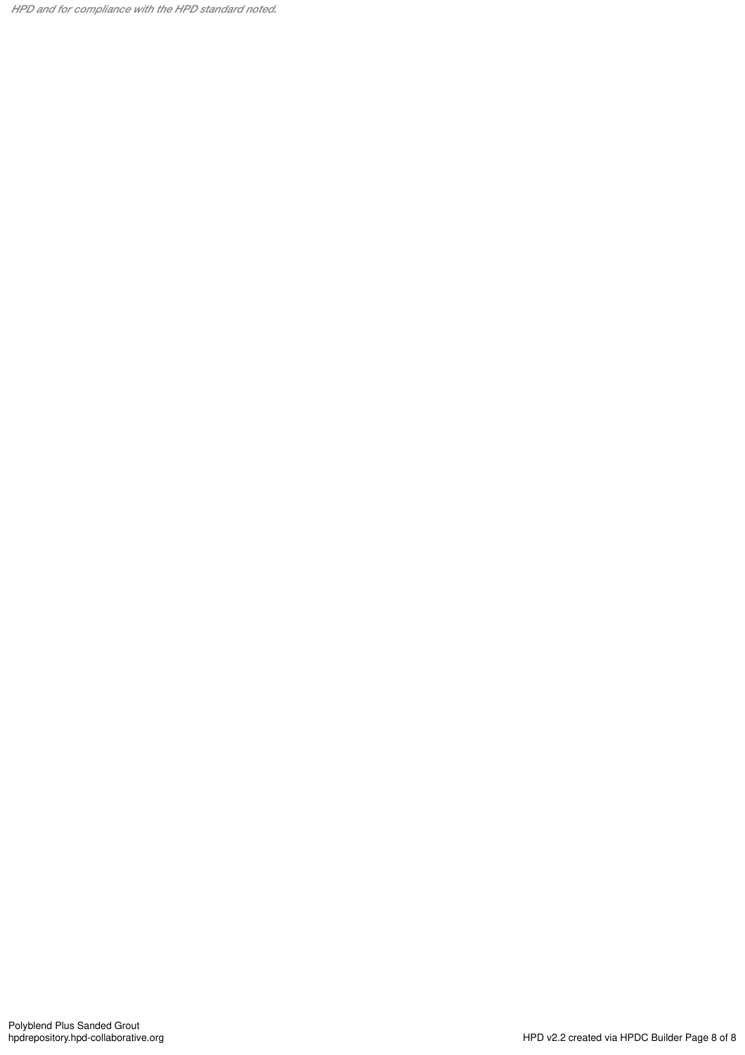*HPD and for compliance with the HPD standard noted.*